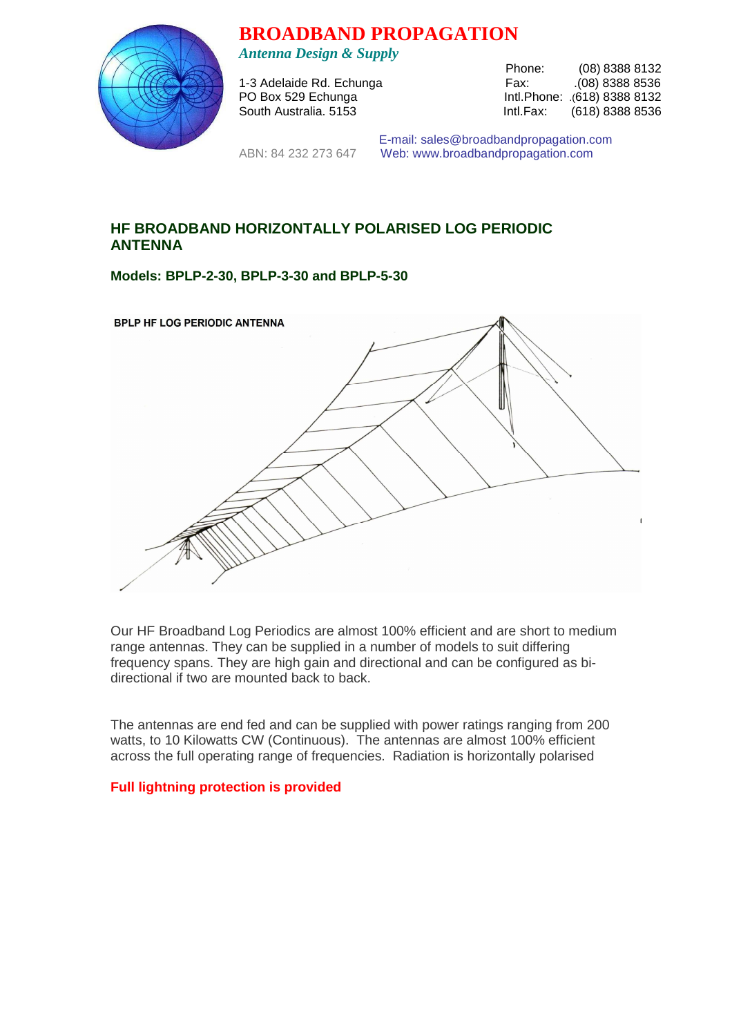# BROADBAND PROPAGATION

*Antenna Design & Supply*

1-3 Adelaide Rd. Echunga
PO Box 529 Echunga
South Australia. 5153

Phone: (08) 8388 8132
Fax: .(08) 8388 8536
Intl.Phone: .(618) 8388 8132
Intl.Fax: (618) 8388 8536

ABN: 84 232 273 647

E-mail: sales@broadbandpropagation.com
Web: www.broadbandpropagation.com

## HF BROADBAND HORIZONTALLY POLARISED LOG PERIODIC ANTENNA

### Models: BPLP-2-30, BPLP-3-30 and BPLP-5-30

BPLP HF LOG PERIODIC ANTENNA

Our HF Broadband Log Periodics are almost 100% efficient and are short to medium range antennas. They can be supplied in a number of models to suit differing frequency spans. They are high gain and directional and can be configured as bi-directional if two are mounted back to back.

The antennas are end fed and can be supplied with power ratings ranging from 200 watts, to 10 Kilowatts CW (Continuous). The antennas are almost 100% efficient across the full operating range of frequencies. Radiation is horizontally polarised

**Full lightning protection is provided**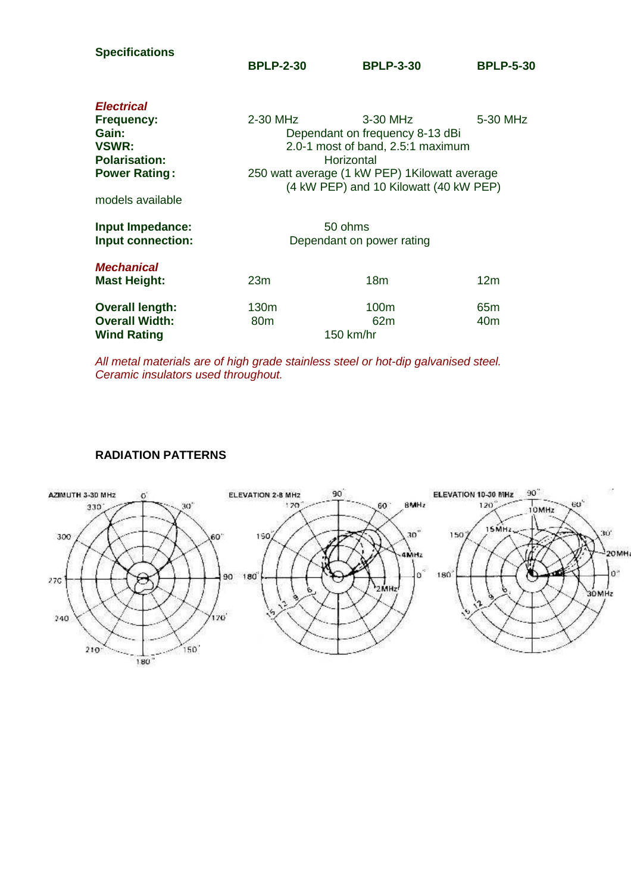**Specifications**

| | BPLP-2-30 | BPLP-3-30 | BPLP-5-30 |
|---|---|---|---|
| ***Electrical*** | | | |
| **Frequency:** | 2-30 MHz | 3-30 MHz | 5-30 MHz |
| **Gain:** | Dependant on frequency 8-13 dBi | | |
| **VSWR:** | 2.0-1 most of band, 2.5:1 maximum | | |
| **Polarisation:** | Horizontal | | |
| **Power Rating:** models available | 250 watt average (1 kW PEP) 1Kilowatt average (4 kW PEP) and 10 Kilowatt (40 kW PEP) | | |
| **Input Impedance:** | 50 ohms | | |
| **Input connection:** | Dependant on power rating | | |
| ***Mechanical*** | | | |
| **Mast Height:** | 23m | 18m | 12m |
| **Overall length:** | 130m | 100m | 65m |
| **Overall Width:** | 80m | 62m | 40m |
| **Wind Rating** | 150 km/hr | | |

*All metal materials are of high grade stainless steel or hot-dip galvanised steel. Ceramic insulators used throughout.*

**RADIATION PATTERNS**

AZIMUTH 3-30 MHz

ELEVATION 2-8 MHz

ELEVATION 10-30 MHz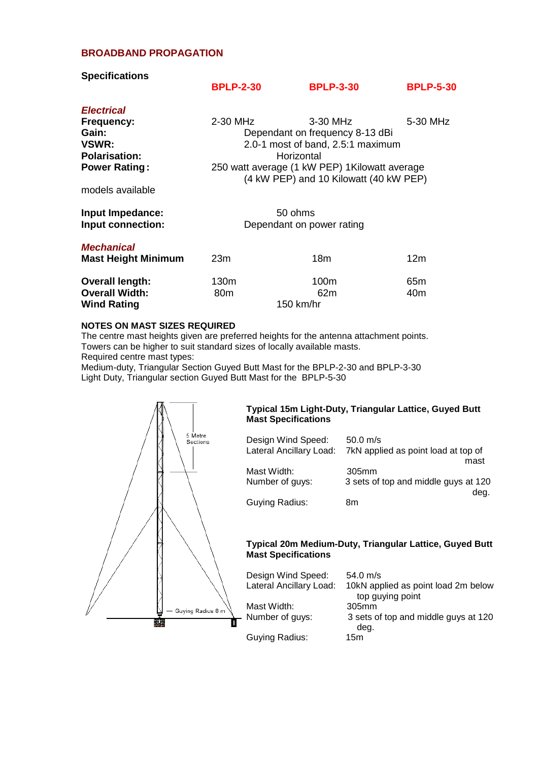## BROADBAND PROPAGATION

### Specifications

| | BPLP-2-30 | BPLP-3-30 | BPLP-5-30 |
|---|---|---|---|
| ***Electrical*** | | | |
| **Frequency:** | 2-30 MHz | 3-30 MHz | 5-30 MHz |
| **Gain:** | Dependant on frequency 8-13 dBi | | |
| **VSWR:** | 2.0-1 most of band, 2.5:1 maximum | | |
| **Polarisation:** | Horizontal | | |
| **Power Rating:** | 250 watt average (1 kW PEP) 1Kilowatt average (4 kW PEP) and 10 Kilowatt (40 kW PEP) | | |
| models available | | | |
| **Input Impedance:** | 50 ohms | | |
| **Input connection:** | Dependant on power rating | | |
| ***Mechanical*** | | | |
| **Mast Height Minimum** | 23m | 18m | 12m |
| **Overall length:** | 130m | 100m | 65m |
| **Overall Width:** | 80m | 62m | 40m |
| **Wind Rating** | 150 km/hr | | |

**NOTES ON MAST SIZES REQUIRED**

The centre mast heights given are preferred heights for the antenna attachment points.
Towers can be higher to suit standard sizes of locally available masts.
Required centre mast types:
Medium-duty, Triangular Section Guyed Butt Mast for the BPLP-2-30 and BPLP-3-30
Light Duty, Triangular section Guyed Butt Mast for the BPLP-5-30

5 Metre Sections

Guying Radius 8 m

**Typical 15m Light-Duty, Triangular Lattice, Guyed Butt Mast Specifications**

| | |
|---|---|
| Design Wind Speed: | 50.0 m/s |
| Lateral Ancillary Load: | 7kN applied as point load at top of mast |
| Mast Width: | 305mm |
| Number of guys: | 3 sets of top and middle guys at 120 deg. |
| Guying Radius: | 8m |

**Typical 20m Medium-Duty, Triangular Lattice, Guyed Butt Mast Specifications**

| | |
|---|---|
| Design Wind Speed: | 54.0 m/s |
| Lateral Ancillary Load: | 10kN applied as point load 2m below top guying point |
| Mast Width: | 305mm |
| Number of guys: | 3 sets of top and middle guys at 120 deg. |
| Guying Radius: | 15m |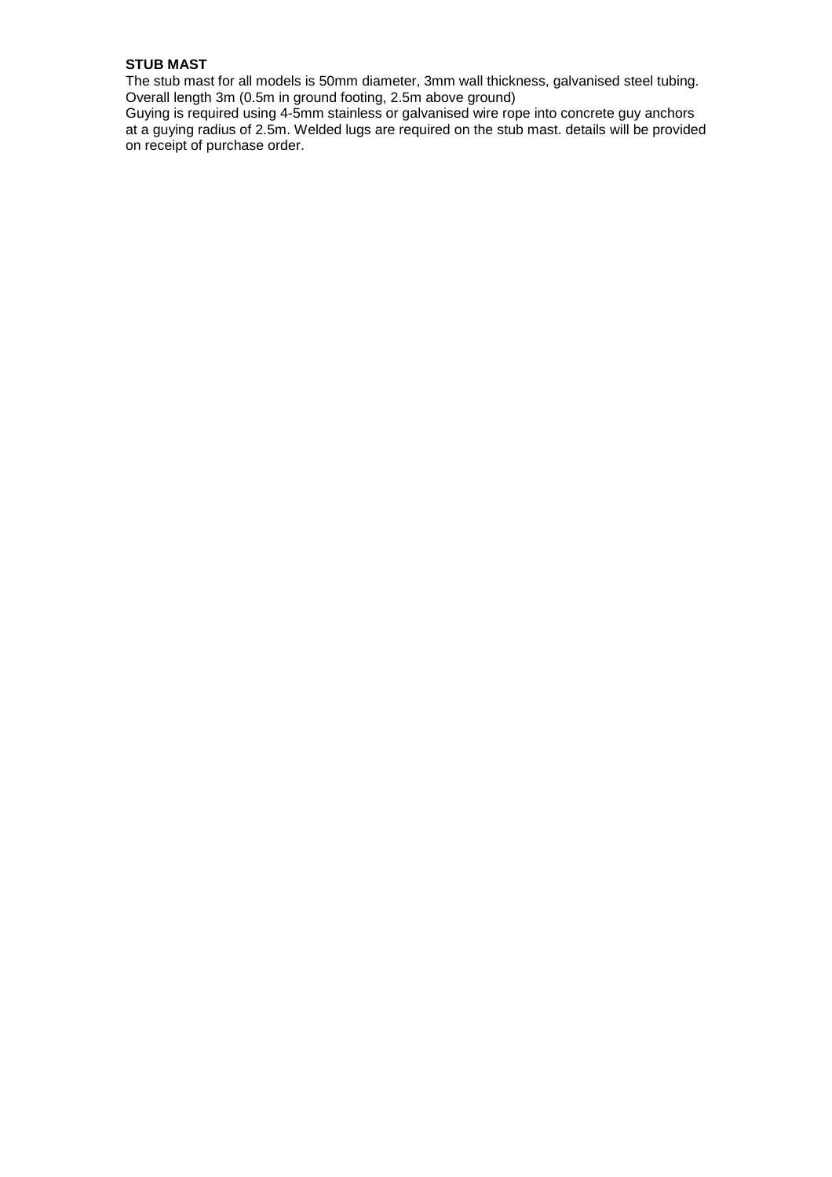**STUB MAST**

The stub mast for all models is 50mm diameter, 3mm wall thickness, galvanised steel tubing. Overall length 3m (0.5m in ground footing, 2.5m above ground)

Guying is required using 4-5mm stainless or galvanised wire rope into concrete guy anchors at a guying radius of 2.5m. Welded lugs are required on the stub mast. details will be provided on receipt of purchase order.